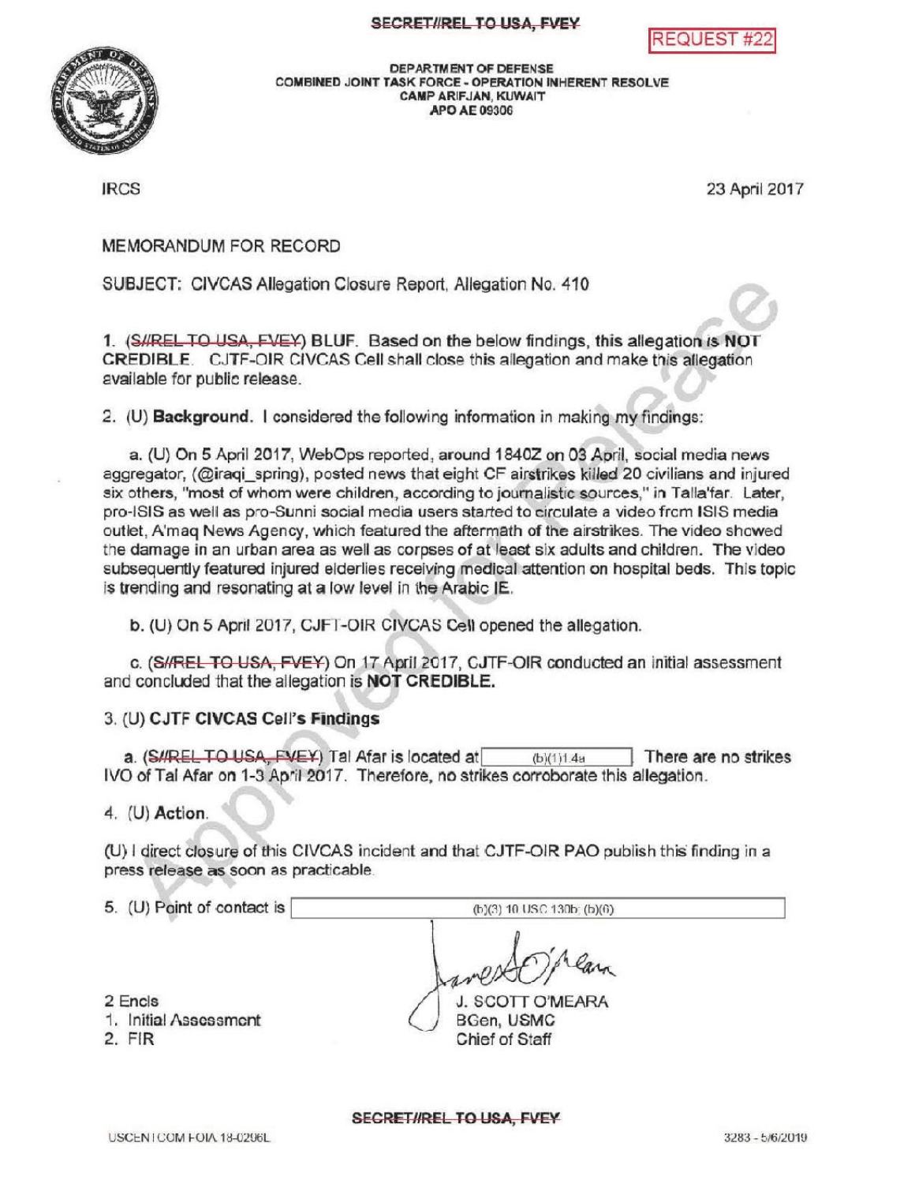SECRET//REL TO USA, FVEY

REQUEST #22

DEPARTMENT OF DEFENSE
COMBINED JOINT TASK FORCE - OPERATION INHERENT RESOLVE
CAMP ARIFJAN, KUWAIT
APO AE 09306

IRCS

23 April 2017

MEMORANDUM FOR RECORD

SUBJECT: CIVCAS Allegation Closure Report, Allegation No. 410

1. (S//REL TO USA, FVEY) BLUF. Based on the below findings, this allegation is **NOT CREDIBLE**. CJTF-OIR CIVCAS Cell shall close this allegation and make this allegation available for public release.

2. (U) **Background.** I considered the following information in making my findings:

   a. (U) On 5 April 2017, WebOps reported, around 1840Z on 03 April, social media news aggregator, (@iraqi_spring), posted news that eight CF airstrikes killed 20 civilians and injured six others, "most of whom were children, according to journalistic sources," in Talla'far. Later, pro-ISIS as well as pro-Sunni social media users started to circulate a video from ISIS media outlet, A'maq News Agency, which featured the aftermath of the airstrikes. The video showed the damage in an urban area as well as corpses of at least six adults and children. The video subsequently featured injured elderlies receiving medical attention on hospital beds. This topic is trending and resonating at a low level in the Arabic IE.

   b. (U) On 5 April 2017, CJFT-OIR CIVCAS Cell opened the allegation.

   c. (S//REL TO USA, FVEY) On 17 April 2017, CJTF-OIR conducted an initial assessment and concluded that the allegation is **NOT CREDIBLE.**

3. (U) **CJTF CIVCAS Cell's Findings**

   a. (S//REL TO USA, FVEY) Tal Afar is located at (b)(1)1.4a. There are no strikes IVO of Tal Afar on 1-3 April 2017. Therefore, no strikes corroborate this allegation.

4. (U) **Action.**

(U) I direct closure of this CIVCAS incident and that CJTF-OIR PAO publish this finding in a press release as soon as practicable.

5. (U) Point of contact is (b)(3) 10 USC 130b; (b)(6)

J. SCOTT O'MEARA
BGen, USMC
Chief of Staff

2 Encls
1. Initial Assessment
2. FIR

SECRET//REL TO USA, FVEY

USCENTCOM FOIA 18-0296L

3283 - 5/6/2019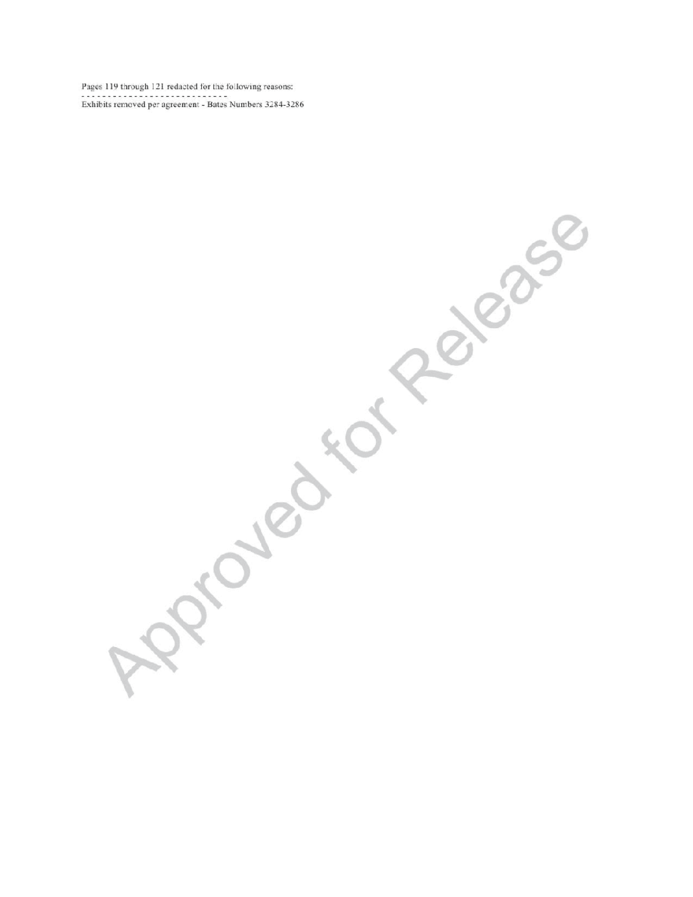Pages 119 through 121 redacted for the following reasons:

- - - - - - - - - - - - - - - - - - - - - - - - - - -

Exhibits removed per agreement - Bates Numbers 3284-3286